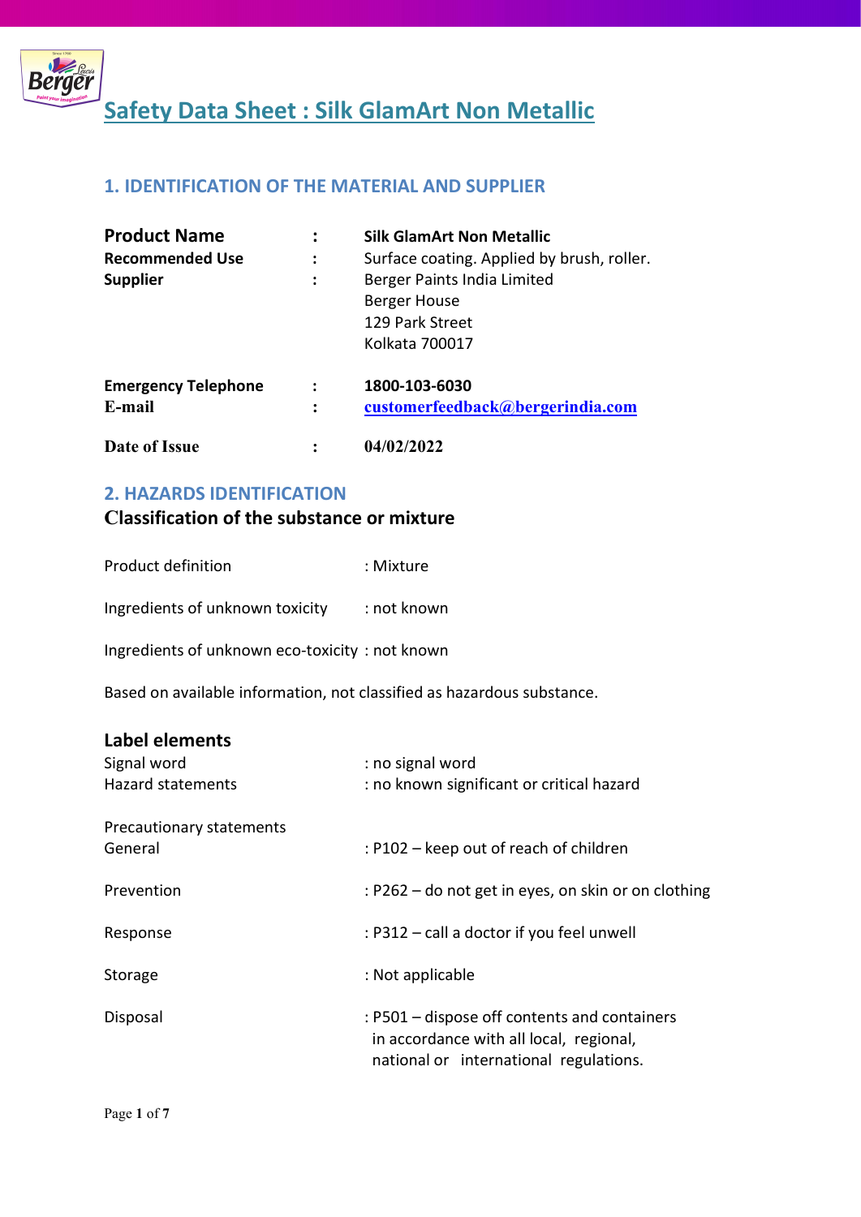# Safety Data Sheet : Silk GlamArt Non Metallic

## 1. IDENTIFICATION OF THE MATERIAL AND SUPPLIER

| | | |
|---|---|---|
| **Product Name** | **:** | **Silk GlamArt Non Metallic** |
| **Recommended Use** | **:** | Surface coating. Applied by brush, roller. |
| **Supplier** | **:** | Berger Paints India Limited<br>Berger House<br>129 Park Street<br>Kolkata 700017 |
| **Emergency Telephone** | **:** | **1800-103-6030** |
| **E-mail** | **:** | **customerfeedback@bergerindia.com** |
| **Date of Issue** | **:** | **04/02/2022** |

## 2. HAZARDS IDENTIFICATION

### Classification of the substance or mixture

Product definition : Mixture

Ingredients of unknown toxicity : not known

Ingredients of unknown eco-toxicity : not known

Based on available information, not classified as hazardous substance.

### Label elements

Signal word : no signal word

Hazard statements : no known significant or critical hazard

Precautionary statements

General : P102 – keep out of reach of children

Prevention : P262 – do not get in eyes, on skin or on clothing

Response : P312 – call a doctor if you feel unwell

Storage : Not applicable

Disposal : P501 – dispose off contents and containers in accordance with all local, regional, national or international regulations.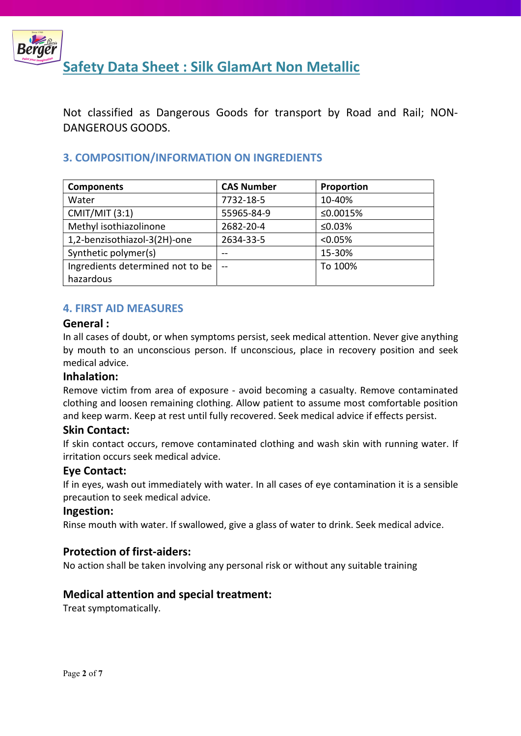Not classified as Dangerous Goods for transport by Road and Rail; NON-DANGEROUS GOODS.

## 3. COMPOSITION/INFORMATION ON INGREDIENTS

| Components | CAS Number | Proportion |
|---|---|---|
| Water | 7732-18-5 | 10-40% |
| CMIT/MIT (3:1) | 55965-84-9 | ≤0.0015% |
| Methyl isothiazolinone | 2682-20-4 | ≤0.03% |
| 1,2-benzisothiazol-3(2H)-one | 2634-33-5 | <0.05% |
| Synthetic polymer(s) | -- | 15-30% |
| Ingredients determined not to be hazardous | -- | To 100% |

## 4. FIRST AID MEASURES

### General :

In all cases of doubt, or when symptoms persist, seek medical attention. Never give anything by mouth to an unconscious person. If unconscious, place in recovery position and seek medical advice.

### Inhalation:

Remove victim from area of exposure - avoid becoming a casualty. Remove contaminated clothing and loosen remaining clothing. Allow patient to assume most comfortable position and keep warm. Keep at rest until fully recovered. Seek medical advice if effects persist.

### Skin Contact:

If skin contact occurs, remove contaminated clothing and wash skin with running water. If irritation occurs seek medical advice.

### Eye Contact:

If in eyes, wash out immediately with water. In all cases of eye contamination it is a sensible precaution to seek medical advice.

### Ingestion:

Rinse mouth with water. If swallowed, give a glass of water to drink. Seek medical advice.

### Protection of first-aiders:

No action shall be taken involving any personal risk or without any suitable training

### Medical attention and special treatment:

Treat symptomatically.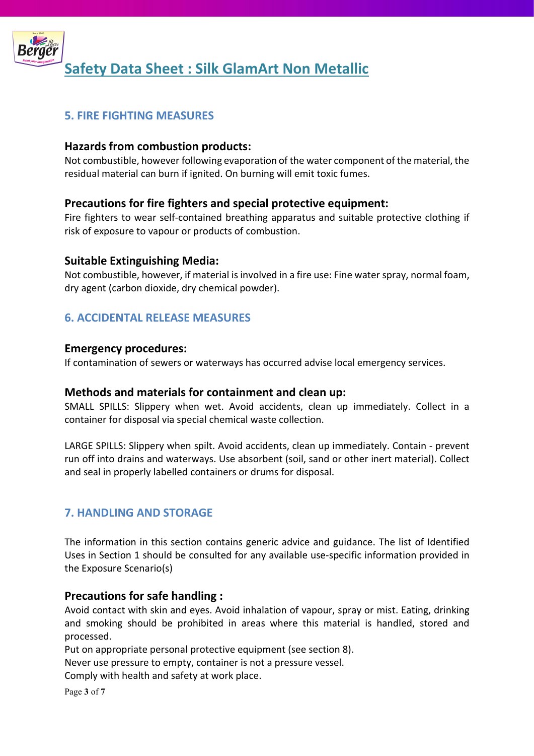## 5. FIRE FIGHTING MEASURES

### Hazards from combustion products:

Not combustible, however following evaporation of the water component of the material, the residual material can burn if ignited. On burning will emit toxic fumes.

### Precautions for fire fighters and special protective equipment:

Fire fighters to wear self-contained breathing apparatus and suitable protective clothing if risk of exposure to vapour or products of combustion.

### Suitable Extinguishing Media:

Not combustible, however, if material is involved in a fire use: Fine water spray, normal foam, dry agent (carbon dioxide, dry chemical powder).

## 6. ACCIDENTAL RELEASE MEASURES

### Emergency procedures:

If contamination of sewers or waterways has occurred advise local emergency services.

### Methods and materials for containment and clean up:

SMALL SPILLS: Slippery when wet. Avoid accidents, clean up immediately. Collect in a container for disposal via special chemical waste collection.

LARGE SPILLS: Slippery when spilt. Avoid accidents, clean up immediately. Contain - prevent run off into drains and waterways. Use absorbent (soil, sand or other inert material). Collect and seal in properly labelled containers or drums for disposal.

## 7. HANDLING AND STORAGE

The information in this section contains generic advice and guidance. The list of Identified Uses in Section 1 should be consulted for any available use-specific information provided in the Exposure Scenario(s)

### Precautions for safe handling :

Avoid contact with skin and eyes. Avoid inhalation of vapour, spray or mist. Eating, drinking and smoking should be prohibited in areas where this material is handled, stored and processed.
Put on appropriate personal protective equipment (see section 8).
Never use pressure to empty, container is not a pressure vessel.
Comply with health and safety at work place.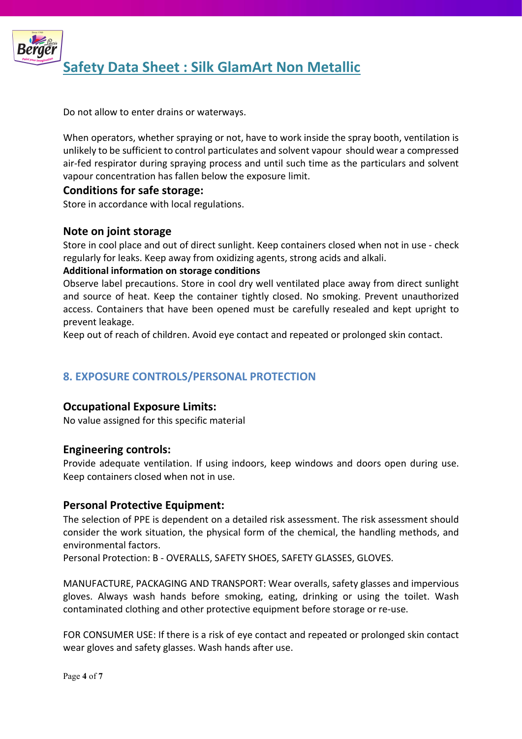Do not allow to enter drains or waterways.

When operators, whether spraying or not, have to work inside the spray booth, ventilation is unlikely to be sufficient to control particulates and solvent vapour should wear a compressed air-fed respirator during spraying process and until such time as the particulars and solvent vapour concentration has fallen below the exposure limit.

### Conditions for safe storage:

Store in accordance with local regulations.

### Note on joint storage

Store in cool place and out of direct sunlight. Keep containers closed when not in use - check regularly for leaks. Keep away from oxidizing agents, strong acids and alkali.

**Additional information on storage conditions**

Observe label precautions. Store in cool dry well ventilated place away from direct sunlight and source of heat. Keep the container tightly closed. No smoking. Prevent unauthorized access. Containers that have been opened must be carefully resealed and kept upright to prevent leakage.

Keep out of reach of children. Avoid eye contact and repeated or prolonged skin contact.

## 8. EXPOSURE CONTROLS/PERSONAL PROTECTION

### Occupational Exposure Limits:

No value assigned for this specific material

### Engineering controls:

Provide adequate ventilation. If using indoors, keep windows and doors open during use. Keep containers closed when not in use.

### Personal Protective Equipment:

The selection of PPE is dependent on a detailed risk assessment. The risk assessment should consider the work situation, the physical form of the chemical, the handling methods, and environmental factors.

Personal Protection: B - OVERALLS, SAFETY SHOES, SAFETY GLASSES, GLOVES.

MANUFACTURE, PACKAGING AND TRANSPORT: Wear overalls, safety glasses and impervious gloves. Always wash hands before smoking, eating, drinking or using the toilet. Wash contaminated clothing and other protective equipment before storage or re-use.

FOR CONSUMER USE: If there is a risk of eye contact and repeated or prolonged skin contact wear gloves and safety glasses. Wash hands after use.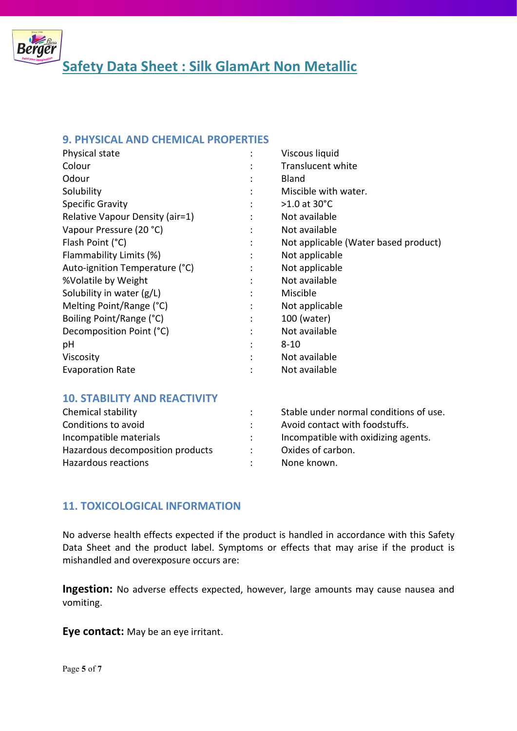## 9. PHYSICAL AND CHEMICAL PROPERTIES

| | | |
|---|---|---|
| Physical state | : | Viscous liquid |
| Colour | : | Translucent white |
| Odour | : | Bland |
| Solubility | : | Miscible with water. |
| Specific Gravity | : | >1.0 at 30°C |
| Relative Vapour Density (air=1) | : | Not available |
| Vapour Pressure (20 °C) | : | Not available |
| Flash Point (°C) | : | Not applicable (Water based product) |
| Flammability Limits (%) | : | Not applicable |
| Auto-ignition Temperature (°C) | : | Not applicable |
| %Volatile by Weight | : | Not available |
| Solubility in water (g/L) | : | Miscible |
| Melting Point/Range (°C) | : | Not applicable |
| Boiling Point/Range (°C) | : | 100 (water) |
| Decomposition Point (°C) | : | Not available |
| pH | : | 8-10 |
| Viscosity | : | Not available |
| Evaporation Rate | : | Not available |

## 10. STABILITY AND REACTIVITY

| | | |
|---|---|---|
| Chemical stability | : | Stable under normal conditions of use. |
| Conditions to avoid | : | Avoid contact with foodstuffs. |
| Incompatible materials | : | Incompatible with oxidizing agents. |
| Hazardous decomposition products | : | Oxides of carbon. |
| Hazardous reactions | : | None known. |

## 11. TOXICOLOGICAL INFORMATION

No adverse health effects expected if the product is handled in accordance with this Safety Data Sheet and the product label. Symptoms or effects that may arise if the product is mishandled and overexposure occurs are:

**Ingestion:** No adverse effects expected, however, large amounts may cause nausea and vomiting.

**Eye contact:** May be an eye irritant.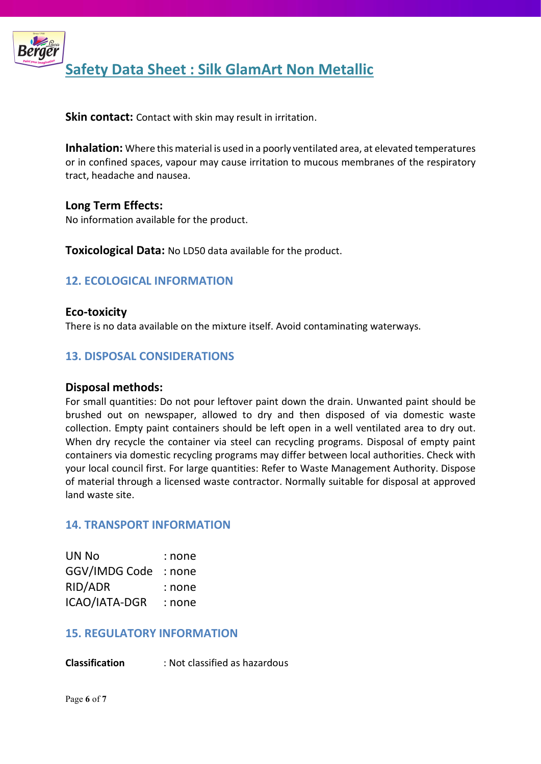**Skin contact:** Contact with skin may result in irritation.

**Inhalation:** Where this material is used in a poorly ventilated area, at elevated temperatures or in confined spaces, vapour may cause irritation to mucous membranes of the respiratory tract, headache and nausea.

**Long Term Effects:**
No information available for the product.

**Toxicological Data:** No LD50 data available for the product.

## 12. ECOLOGICAL INFORMATION

**Eco-toxicity**
There is no data available on the mixture itself. Avoid contaminating waterways.

## 13. DISPOSAL CONSIDERATIONS

**Disposal methods:**
For small quantities: Do not pour leftover paint down the drain. Unwanted paint should be brushed out on newspaper, allowed to dry and then disposed of via domestic waste collection. Empty paint containers should be left open in a well ventilated area to dry out. When dry recycle the container via steel can recycling programs. Disposal of empty paint containers via domestic recycling programs may differ between local authorities. Check with your local council first. For large quantities: Refer to Waste Management Authority. Dispose of material through a licensed waste contractor. Normally suitable for disposal at approved land waste site.

## 14. TRANSPORT INFORMATION

UN No : none
GGV/IMDG Code : none
RID/ADR : none
ICAO/IATA-DGR : none

## 15. REGULATORY INFORMATION

**Classification** : Not classified as hazardous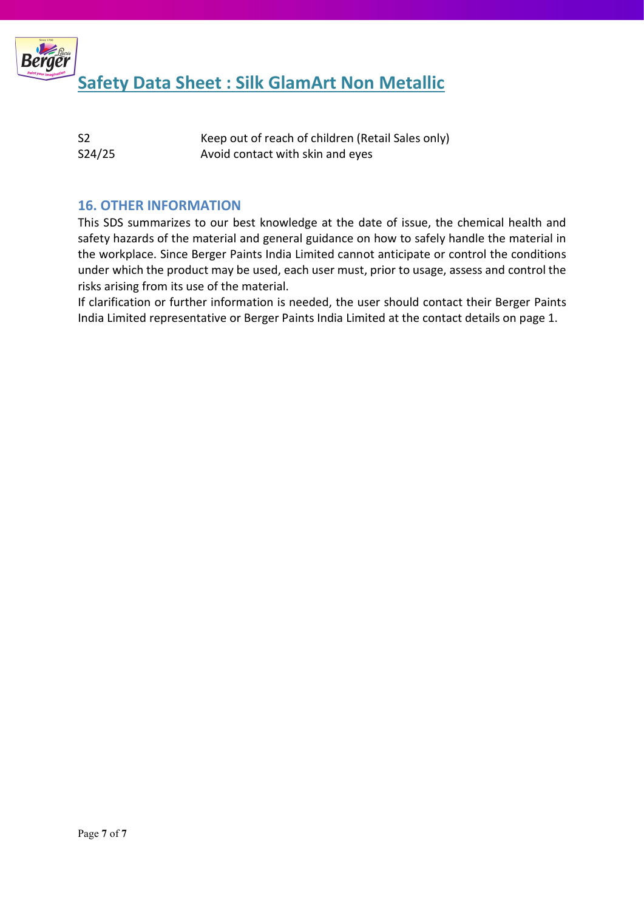| | |
|---|---|
| S2 | Keep out of reach of children (Retail Sales only) |
| S24/25 | Avoid contact with skin and eyes |

## 16. OTHER INFORMATION

This SDS summarizes to our best knowledge at the date of issue, the chemical health and safety hazards of the material and general guidance on how to safely handle the material in the workplace. Since Berger Paints India Limited cannot anticipate or control the conditions under which the product may be used, each user must, prior to usage, assess and control the risks arising from its use of the material.

If clarification or further information is needed, the user should contact their Berger Paints India Limited representative or Berger Paints India Limited at the contact details on page 1.